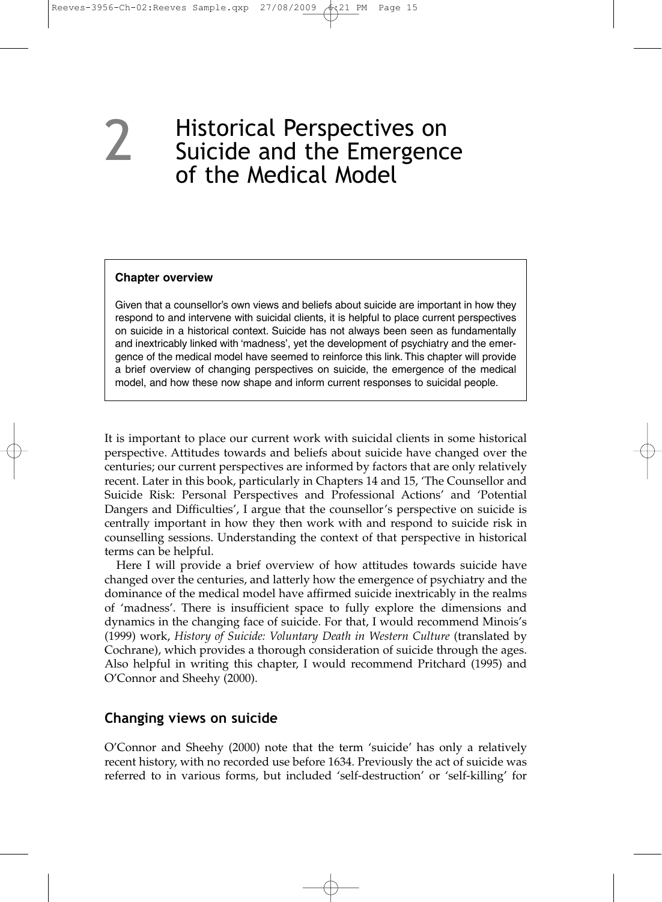# 2 Historical Perspectives on Suicide and the Emergence of the Medical Model

> **Chapter overview**
>
> Given that a counsellor's own views and beliefs about suicide are important in how they respond to and intervene with suicidal clients, it is helpful to place current perspectives on suicide in a historical context. Suicide has not always been seen as fundamentally and inextricably linked with 'madness', yet the development of psychiatry and the emergence of the medical model have seemed to reinforce this link. This chapter will provide a brief overview of changing perspectives on suicide, the emergence of the medical model, and how these now shape and inform current responses to suicidal people.

It is important to place our current work with suicidal clients in some historical perspective. Attitudes towards and beliefs about suicide have changed over the centuries; our current perspectives are informed by factors that are only relatively recent. Later in this book, particularly in Chapters 14 and 15, 'The Counsellor and Suicide Risk: Personal Perspectives and Professional Actions' and 'Potential Dangers and Difficulties', I argue that the counsellor's perspective on suicide is centrally important in how they then work with and respond to suicide risk in counselling sessions. Understanding the context of that perspective in historical terms can be helpful.

Here I will provide a brief overview of how attitudes towards suicide have changed over the centuries, and latterly how the emergence of psychiatry and the dominance of the medical model have affirmed suicide inextricably in the realms of 'madness'. There is insufficient space to fully explore the dimensions and dynamics in the changing face of suicide. For that, I would recommend Minois's (1999) work, *History of Suicide: Voluntary Death in Western Culture* (translated by Cochrane), which provides a thorough consideration of suicide through the ages. Also helpful in writing this chapter, I would recommend Pritchard (1995) and O'Connor and Sheehy (2000).

## Changing views on suicide

O'Connor and Sheehy (2000) note that the term 'suicide' has only a relatively recent history, with no recorded use before 1634. Previously the act of suicide was referred to in various forms, but included 'self-destruction' or 'self-killing' for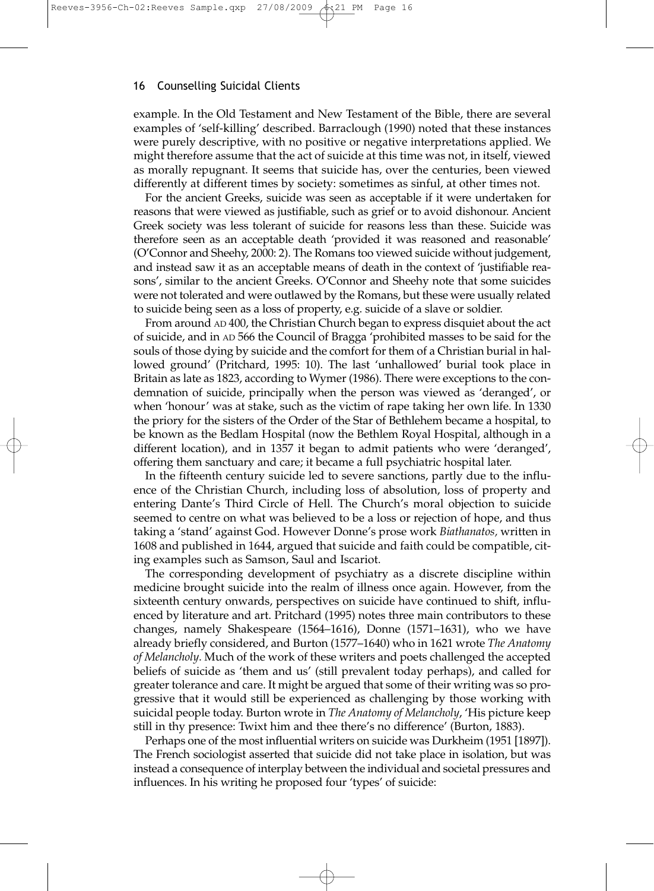example. In the Old Testament and New Testament of the Bible, there are several examples of 'self-killing' described. Barraclough (1990) noted that these instances were purely descriptive, with no positive or negative interpretations applied. We might therefore assume that the act of suicide at this time was not, in itself, viewed as morally repugnant. It seems that suicide has, over the centuries, been viewed differently at different times by society: sometimes as sinful, at other times not.

For the ancient Greeks, suicide was seen as acceptable if it were undertaken for reasons that were viewed as justifiable, such as grief or to avoid dishonour. Ancient Greek society was less tolerant of suicide for reasons less than these. Suicide was therefore seen as an acceptable death 'provided it was reasoned and reasonable' (O'Connor and Sheehy, 2000: 2). The Romans too viewed suicide without judgement, and instead saw it as an acceptable means of death in the context of 'justifiable reasons', similar to the ancient Greeks. O'Connor and Sheehy note that some suicides were not tolerated and were outlawed by the Romans, but these were usually related to suicide being seen as a loss of property, e.g. suicide of a slave or soldier.

From around AD 400, the Christian Church began to express disquiet about the act of suicide, and in AD 566 the Council of Bragga 'prohibited masses to be said for the souls of those dying by suicide and the comfort for them of a Christian burial in hallowed ground' (Pritchard, 1995: 10). The last 'unhallowed' burial took place in Britain as late as 1823, according to Wymer (1986). There were exceptions to the condemnation of suicide, principally when the person was viewed as 'deranged', or when 'honour' was at stake, such as the victim of rape taking her own life. In 1330 the priory for the sisters of the Order of the Star of Bethlehem became a hospital, to be known as the Bedlam Hospital (now the Bethlem Royal Hospital, although in a different location), and in 1357 it began to admit patients who were 'deranged', offering them sanctuary and care; it became a full psychiatric hospital later.

In the fifteenth century suicide led to severe sanctions, partly due to the influence of the Christian Church, including loss of absolution, loss of property and entering Dante's Third Circle of Hell. The Church's moral objection to suicide seemed to centre on what was believed to be a loss or rejection of hope, and thus taking a 'stand' against God. However Donne's prose work *Biathanatos,* written in 1608 and published in 1644, argued that suicide and faith could be compatible, citing examples such as Samson, Saul and Iscariot.

The corresponding development of psychiatry as a discrete discipline within medicine brought suicide into the realm of illness once again. However, from the sixteenth century onwards, perspectives on suicide have continued to shift, influenced by literature and art. Pritchard (1995) notes three main contributors to these changes, namely Shakespeare (1564–1616), Donne (1571–1631), who we have already briefly considered, and Burton (1577–1640) who in 1621 wrote *The Anatomy of Melancholy*. Much of the work of these writers and poets challenged the accepted beliefs of suicide as 'them and us' (still prevalent today perhaps), and called for greater tolerance and care. It might be argued that some of their writing was so progressive that it would still be experienced as challenging by those working with suicidal people today. Burton wrote in *The Anatomy of Melancholy*, 'His picture keep still in thy presence: Twixt him and thee there's no difference' (Burton, 1883).

Perhaps one of the most influential writers on suicide was Durkheim (1951 [1897]). The French sociologist asserted that suicide did not take place in isolation, but was instead a consequence of interplay between the individual and societal pressures and influences. In his writing he proposed four 'types' of suicide: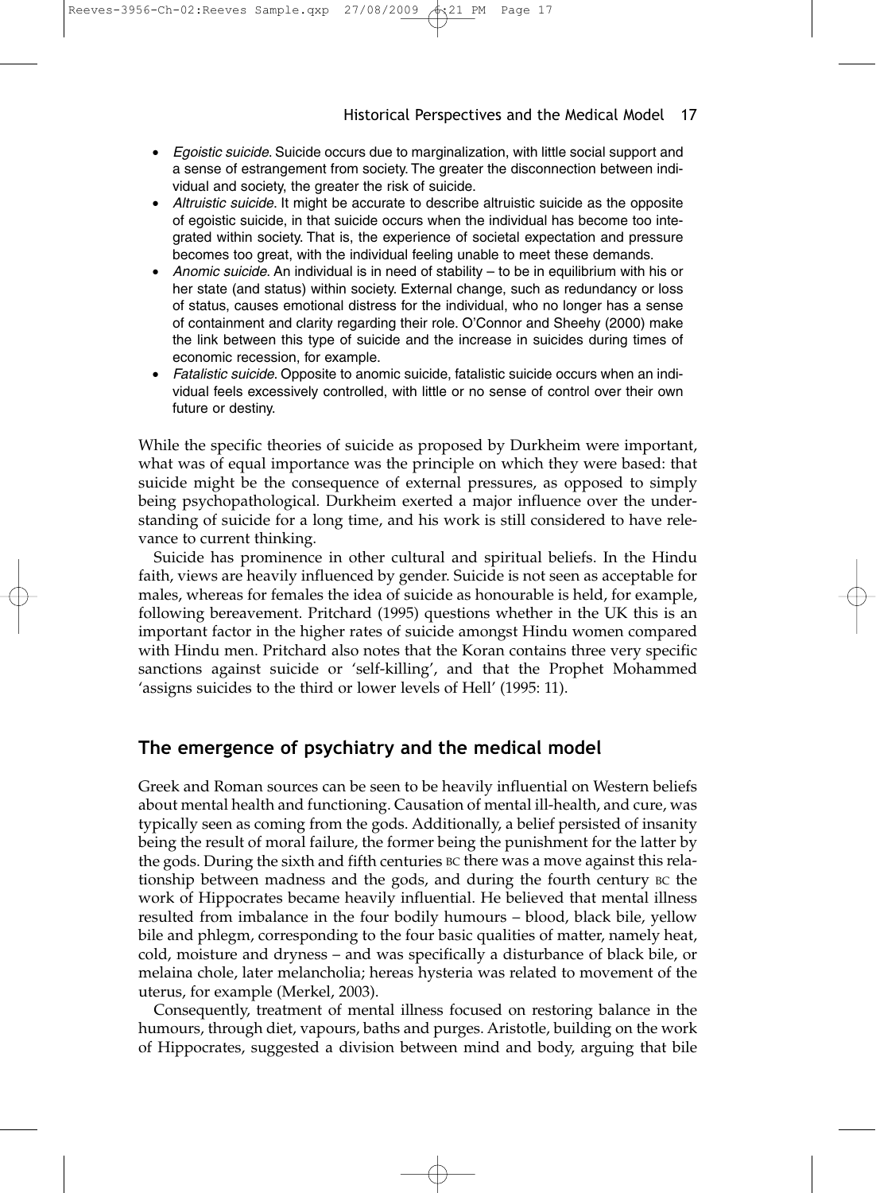- *Egoistic suicide*. Suicide occurs due to marginalization, with little social support and a sense of estrangement from society. The greater the disconnection between individual and society, the greater the risk of suicide.
- *Altruistic suicide*. It might be accurate to describe altruistic suicide as the opposite of egoistic suicide, in that suicide occurs when the individual has become too integrated within society. That is, the experience of societal expectation and pressure becomes too great, with the individual feeling unable to meet these demands.
- *Anomic suicide*. An individual is in need of stability – to be in equilibrium with his or her state (and status) within society. External change, such as redundancy or loss of status, causes emotional distress for the individual, who no longer has a sense of containment and clarity regarding their role. O'Connor and Sheehy (2000) make the link between this type of suicide and the increase in suicides during times of economic recession, for example.
- *Fatalistic suicide*. Opposite to anomic suicide, fatalistic suicide occurs when an individual feels excessively controlled, with little or no sense of control over their own future or destiny.

While the specific theories of suicide as proposed by Durkheim were important, what was of equal importance was the principle on which they were based: that suicide might be the consequence of external pressures, as opposed to simply being psychopathological. Durkheim exerted a major influence over the understanding of suicide for a long time, and his work is still considered to have relevance to current thinking.

Suicide has prominence in other cultural and spiritual beliefs. In the Hindu faith, views are heavily influenced by gender. Suicide is not seen as acceptable for males, whereas for females the idea of suicide as honourable is held, for example, following bereavement. Pritchard (1995) questions whether in the UK this is an important factor in the higher rates of suicide amongst Hindu women compared with Hindu men. Pritchard also notes that the Koran contains three very specific sanctions against suicide or 'self-killing', and that the Prophet Mohammed 'assigns suicides to the third or lower levels of Hell' (1995: 11).

## The emergence of psychiatry and the medical model

Greek and Roman sources can be seen to be heavily influential on Western beliefs about mental health and functioning. Causation of mental ill-health, and cure, was typically seen as coming from the gods. Additionally, a belief persisted of insanity being the result of moral failure, the former being the punishment for the latter by the gods. During the sixth and fifth centuries BC there was a move against this relationship between madness and the gods, and during the fourth century BC the work of Hippocrates became heavily influential. He believed that mental illness resulted from imbalance in the four bodily humours – blood, black bile, yellow bile and phlegm, corresponding to the four basic qualities of matter, namely heat, cold, moisture and dryness – and was specifically a disturbance of black bile, or melaina chole, later melancholia; hereas hysteria was related to movement of the uterus, for example (Merkel, 2003).

Consequently, treatment of mental illness focused on restoring balance in the humours, through diet, vapours, baths and purges. Aristotle, building on the work of Hippocrates, suggested a division between mind and body, arguing that bile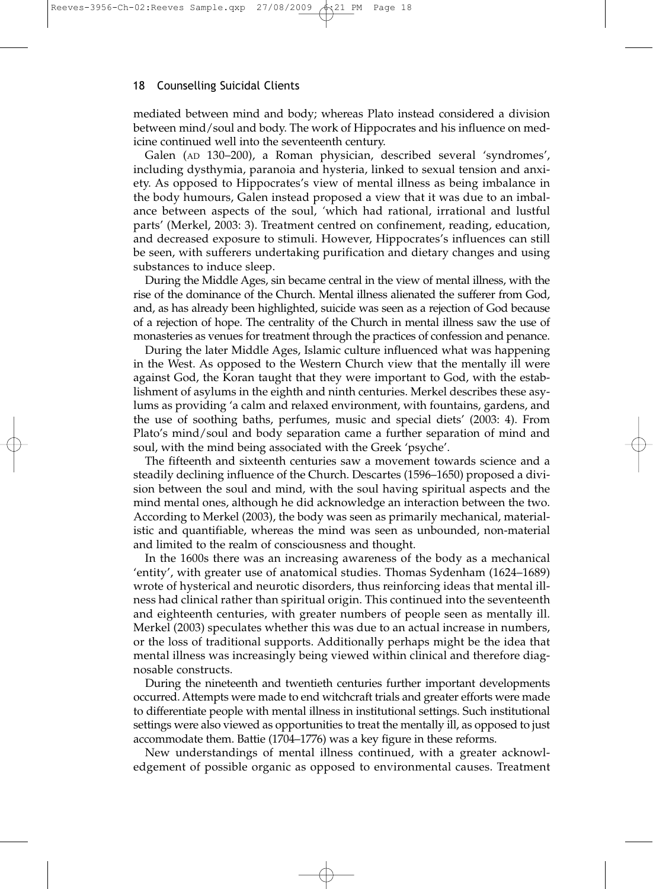mediated between mind and body; whereas Plato instead considered a division between mind/soul and body. The work of Hippocrates and his influence on medicine continued well into the seventeenth century.

Galen (AD 130–200), a Roman physician, described several 'syndromes', including dysthymia, paranoia and hysteria, linked to sexual tension and anxiety. As opposed to Hippocrates's view of mental illness as being imbalance in the body humours, Galen instead proposed a view that it was due to an imbalance between aspects of the soul, 'which had rational, irrational and lustful parts' (Merkel, 2003: 3). Treatment centred on confinement, reading, education, and decreased exposure to stimuli. However, Hippocrates's influences can still be seen, with sufferers undertaking purification and dietary changes and using substances to induce sleep.

During the Middle Ages, sin became central in the view of mental illness, with the rise of the dominance of the Church. Mental illness alienated the sufferer from God, and, as has already been highlighted, suicide was seen as a rejection of God because of a rejection of hope. The centrality of the Church in mental illness saw the use of monasteries as venues for treatment through the practices of confession and penance.

During the later Middle Ages, Islamic culture influenced what was happening in the West. As opposed to the Western Church view that the mentally ill were against God, the Koran taught that they were important to God, with the establishment of asylums in the eighth and ninth centuries. Merkel describes these asylums as providing 'a calm and relaxed environment, with fountains, gardens, and the use of soothing baths, perfumes, music and special diets' (2003: 4). From Plato's mind/soul and body separation came a further separation of mind and soul, with the mind being associated with the Greek 'psyche'.

The fifteenth and sixteenth centuries saw a movement towards science and a steadily declining influence of the Church. Descartes (1596–1650) proposed a division between the soul and mind, with the soul having spiritual aspects and the mind mental ones, although he did acknowledge an interaction between the two. According to Merkel (2003), the body was seen as primarily mechanical, materialistic and quantifiable, whereas the mind was seen as unbounded, non-material and limited to the realm of consciousness and thought.

In the 1600s there was an increasing awareness of the body as a mechanical 'entity', with greater use of anatomical studies. Thomas Sydenham (1624–1689) wrote of hysterical and neurotic disorders, thus reinforcing ideas that mental illness had clinical rather than spiritual origin. This continued into the seventeenth and eighteenth centuries, with greater numbers of people seen as mentally ill. Merkel (2003) speculates whether this was due to an actual increase in numbers, or the loss of traditional supports. Additionally perhaps might be the idea that mental illness was increasingly being viewed within clinical and therefore diagnosable constructs.

During the nineteenth and twentieth centuries further important developments occurred. Attempts were made to end witchcraft trials and greater efforts were made to differentiate people with mental illness in institutional settings. Such institutional settings were also viewed as opportunities to treat the mentally ill, as opposed to just accommodate them. Battie (1704–1776) was a key figure in these reforms.

New understandings of mental illness continued, with a greater acknowledgement of possible organic as opposed to environmental causes. Treatment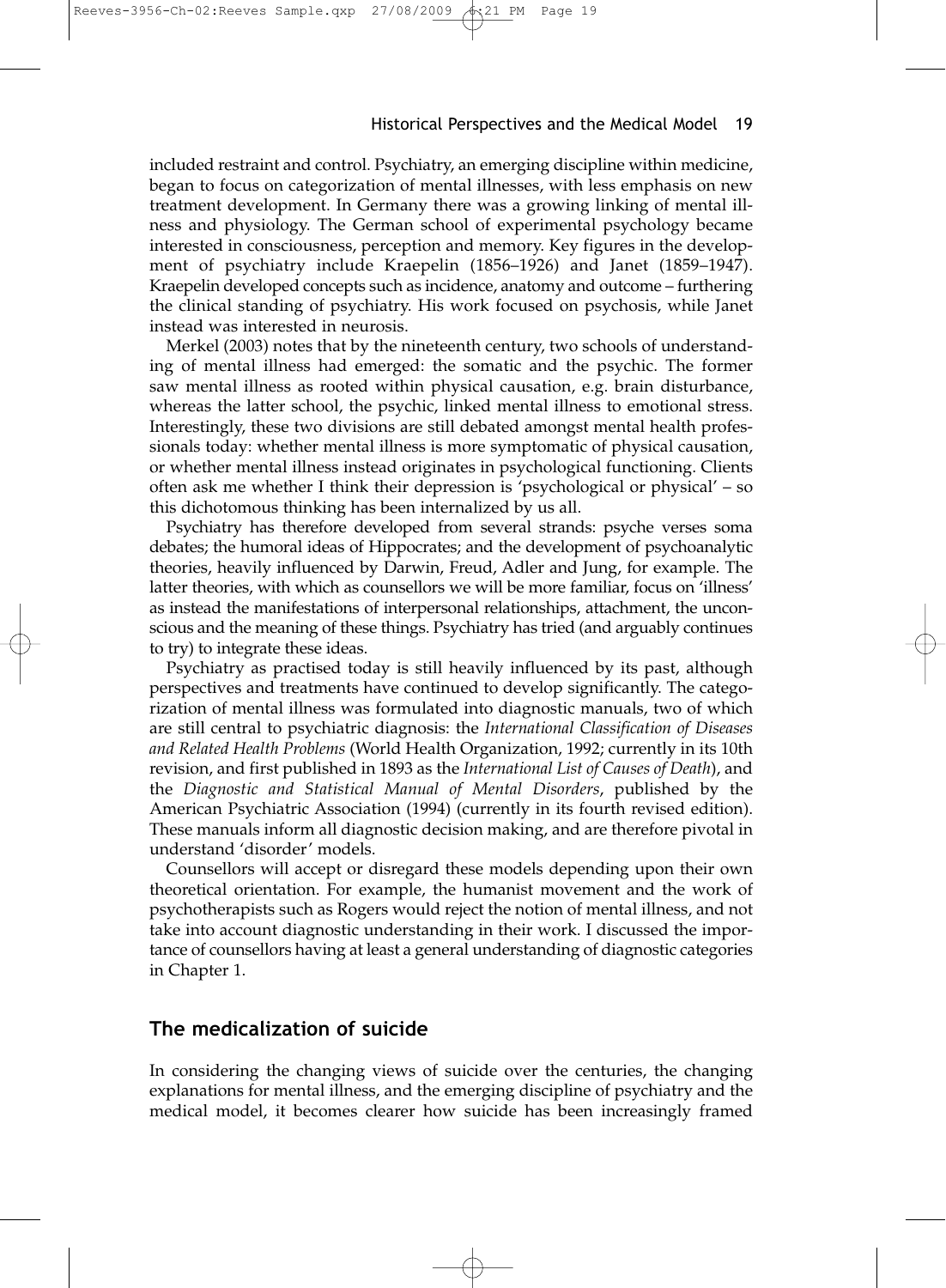included restraint and control. Psychiatry, an emerging discipline within medicine, began to focus on categorization of mental illnesses, with less emphasis on new treatment development. In Germany there was a growing linking of mental illness and physiology. The German school of experimental psychology became interested in consciousness, perception and memory. Key figures in the development of psychiatry include Kraepelin (1856–1926) and Janet (1859–1947). Kraepelin developed concepts such as incidence, anatomy and outcome – furthering the clinical standing of psychiatry. His work focused on psychosis, while Janet instead was interested in neurosis.

Merkel (2003) notes that by the nineteenth century, two schools of understanding of mental illness had emerged: the somatic and the psychic. The former saw mental illness as rooted within physical causation, e.g. brain disturbance, whereas the latter school, the psychic, linked mental illness to emotional stress. Interestingly, these two divisions are still debated amongst mental health professionals today: whether mental illness is more symptomatic of physical causation, or whether mental illness instead originates in psychological functioning. Clients often ask me whether I think their depression is 'psychological or physical' – so this dichotomous thinking has been internalized by us all.

Psychiatry has therefore developed from several strands: psyche verses soma debates; the humoral ideas of Hippocrates; and the development of psychoanalytic theories, heavily influenced by Darwin, Freud, Adler and Jung, for example. The latter theories, with which as counsellors we will be more familiar, focus on 'illness' as instead the manifestations of interpersonal relationships, attachment, the unconscious and the meaning of these things. Psychiatry has tried (and arguably continues to try) to integrate these ideas.

Psychiatry as practised today is still heavily influenced by its past, although perspectives and treatments have continued to develop significantly. The categorization of mental illness was formulated into diagnostic manuals, two of which are still central to psychiatric diagnosis: the *International Classification of Diseases and Related Health Problems* (World Health Organization, 1992; currently in its 10th revision, and first published in 1893 as the *International List of Causes of Death*), and the *Diagnostic and Statistical Manual of Mental Disorders*, published by the American Psychiatric Association (1994) (currently in its fourth revised edition). These manuals inform all diagnostic decision making, and are therefore pivotal in understand 'disorder' models.

Counsellors will accept or disregard these models depending upon their own theoretical orientation. For example, the humanist movement and the work of psychotherapists such as Rogers would reject the notion of mental illness, and not take into account diagnostic understanding in their work. I discussed the importance of counsellors having at least a general understanding of diagnostic categories in Chapter 1.

## The medicalization of suicide

In considering the changing views of suicide over the centuries, the changing explanations for mental illness, and the emerging discipline of psychiatry and the medical model, it becomes clearer how suicide has been increasingly framed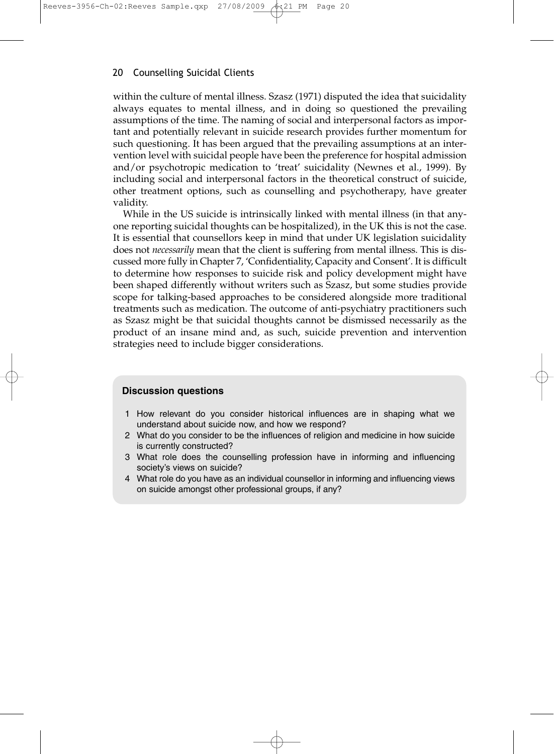within the culture of mental illness. Szasz (1971) disputed the idea that suicidality always equates to mental illness, and in doing so questioned the prevailing assumptions of the time. The naming of social and interpersonal factors as important and potentially relevant in suicide research provides further momentum for such questioning. It has been argued that the prevailing assumptions at an intervention level with suicidal people have been the preference for hospital admission and/or psychotropic medication to 'treat' suicidality (Newnes et al., 1999). By including social and interpersonal factors in the theoretical construct of suicide, other treatment options, such as counselling and psychotherapy, have greater validity.

While in the US suicide is intrinsically linked with mental illness (in that anyone reporting suicidal thoughts can be hospitalized), in the UK this is not the case. It is essential that counsellors keep in mind that under UK legislation suicidality does not *necessarily* mean that the client is suffering from mental illness. This is discussed more fully in Chapter 7, 'Confidentiality, Capacity and Consent'. It is difficult to determine how responses to suicide risk and policy development might have been shaped differently without writers such as Szasz, but some studies provide scope for talking-based approaches to be considered alongside more traditional treatments such as medication. The outcome of anti-psychiatry practitioners such as Szasz might be that suicidal thoughts cannot be dismissed necessarily as the product of an insane mind and, as such, suicide prevention and intervention strategies need to include bigger considerations.

**Discussion questions**

1. How relevant do you consider historical influences are in shaping what we understand about suicide now, and how we respond?
2. What do you consider to be the influences of religion and medicine in how suicide is currently constructed?
3. What role does the counselling profession have in informing and influencing society's views on suicide?
4. What role do you have as an individual counsellor in informing and influencing views on suicide amongst other professional groups, if any?